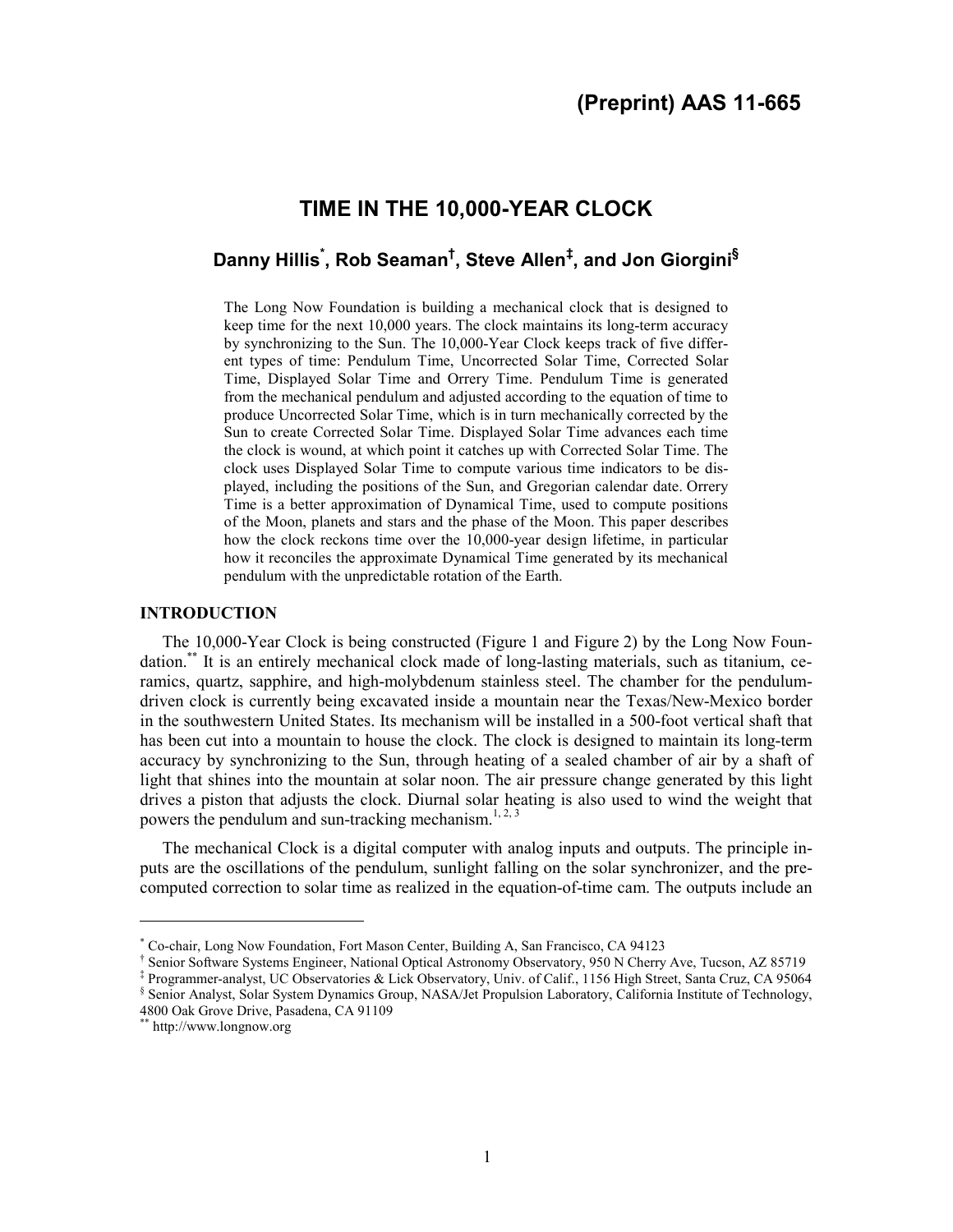(Preprint) AAS 11-665

# TIME IN THE 10,000-YEAR CLOCK

## Danny Hillis[*], Rob Seaman[†], Steve Allen[‡], and Jon Giorgini[§]

The Long Now Foundation is building a mechanical clock that is designed to keep time for the next 10,000 years. The clock maintains its long-term accuracy by synchronizing to the Sun. The 10,000-Year Clock keeps track of five different types of time: Pendulum Time, Uncorrected Solar Time, Corrected Solar Time, Displayed Solar Time and Orrery Time. Pendulum Time is generated from the mechanical pendulum and adjusted according to the equation of time to produce Uncorrected Solar Time, which is in turn mechanically corrected by the Sun to create Corrected Solar Time. Displayed Solar Time advances each time the clock is wound, at which point it catches up with Corrected Solar Time. The clock uses Displayed Solar Time to compute various time indicators to be displayed, including the positions of the Sun, and Gregorian calendar date. Orrery Time is a better approximation of Dynamical Time, used to compute positions of the Moon, planets and stars and the phase of the Moon. This paper describes how the clock reckons time over the 10,000-year design lifetime, in particular how it reconciles the approximate Dynamical Time generated by its mechanical pendulum with the unpredictable rotation of the Earth.

### INTRODUCTION

The 10,000-Year Clock is being constructed (Figure 1 and Figure 2) by the Long Now Foundation.[**] It is an entirely mechanical clock made of long-lasting materials, such as titanium, ceramics, quartz, sapphire, and high-molybdenum stainless steel. The chamber for the pendulum-driven clock is currently being excavated inside a mountain near the Texas/New-Mexico border in the southwestern United States. Its mechanism will be installed in a 500-foot vertical shaft that has been cut into a mountain to house the clock. The clock is designed to maintain its long-term accuracy by synchronizing to the Sun, through heating of a sealed chamber of air by a shaft of light that shines into the mountain at solar noon. The air pressure change generated by this light drives a piston that adjusts the clock. Diurnal solar heating is also used to wind the weight that powers the pendulum and sun-tracking mechanism.[1, 2, 3]

The mechanical Clock is a digital computer with analog inputs and outputs. The principle inputs are the oscillations of the pendulum, sunlight falling on the solar synchronizer, and the pre-computed correction to solar time as realized in the equation-of-time cam. The outputs include an

---

[*] Co-chair, Long Now Foundation, Fort Mason Center, Building A, San Francisco, CA 94123

[†] Senior Software Systems Engineer, National Optical Astronomy Observatory, 950 N Cherry Ave, Tucson, AZ 85719

[‡] Programmer-analyst, UC Observatories & Lick Observatory, Univ. of Calif., 1156 High Street, Santa Cruz, CA 95064

[§] Senior Analyst, Solar System Dynamics Group, NASA/Jet Propulsion Laboratory, California Institute of Technology, 4800 Oak Grove Drive, Pasadena, CA 91109

[**] http://www.longnow.org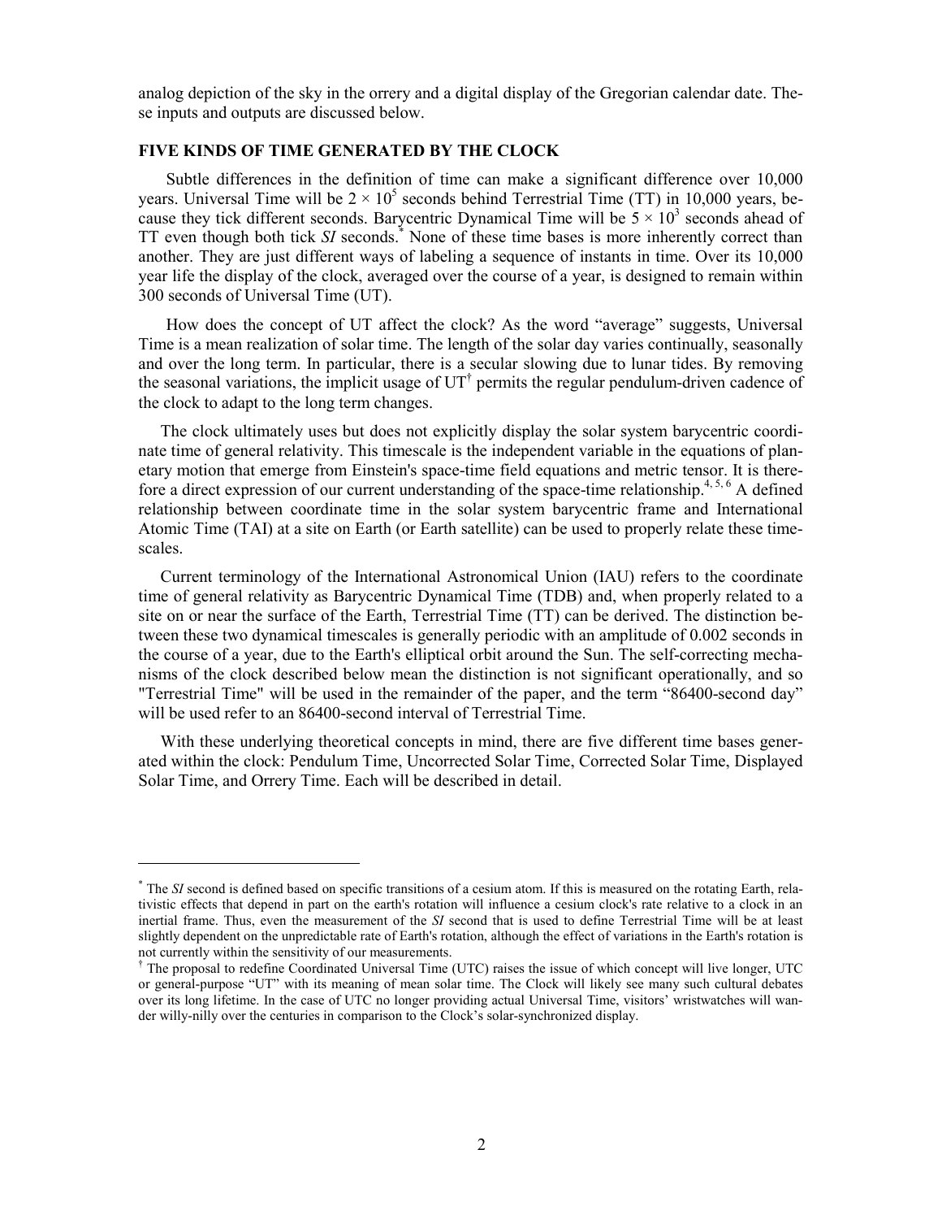analog depiction of the sky in the orrery and a digital display of the Gregorian calendar date. These inputs and outputs are discussed below.

## FIVE KINDS OF TIME GENERATED BY THE CLOCK

Subtle differences in the definition of time can make a significant difference over 10,000 years. Universal Time will be $2 \times 10^5$ seconds behind Terrestrial Time (TT) in 10,000 years, because they tick different seconds. Barycentric Dynamical Time will be $5 \times 10^3$ seconds ahead of TT even though both tick *SI* seconds.[*] None of these time bases is more inherently correct than another. They are just different ways of labeling a sequence of instants in time. Over its 10,000 year life the display of the clock, averaged over the course of a year, is designed to remain within 300 seconds of Universal Time (UT).

How does the concept of UT affect the clock? As the word "average" suggests, Universal Time is a mean realization of solar time. The length of the solar day varies continually, seasonally and over the long term. In particular, there is a secular slowing due to lunar tides. By removing the seasonal variations, the implicit usage of UT[†] permits the regular pendulum-driven cadence of the clock to adapt to the long term changes.

The clock ultimately uses but does not explicitly display the solar system barycentric coordinate time of general relativity. This timescale is the independent variable in the equations of planetary motion that emerge from Einstein's space-time field equations and metric tensor. It is therefore a direct expression of our current understanding of the space-time relationship.[4, 5, 6] A defined relationship between coordinate time in the solar system barycentric frame and International Atomic Time (TAI) at a site on Earth (or Earth satellite) can be used to properly relate these timescales.

Current terminology of the International Astronomical Union (IAU) refers to the coordinate time of general relativity as Barycentric Dynamical Time (TDB) and, when properly related to a site on or near the surface of the Earth, Terrestrial Time (TT) can be derived. The distinction between these two dynamical timescales is generally periodic with an amplitude of 0.002 seconds in the course of a year, due to the Earth's elliptical orbit around the Sun. The self-correcting mechanisms of the clock described below mean the distinction is not significant operationally, and so "Terrestrial Time" will be used in the remainder of the paper, and the term "86400-second day" will be used refer to an 86400-second interval of Terrestrial Time.

With these underlying theoretical concepts in mind, there are five different time bases generated within the clock: Pendulum Time, Uncorrected Solar Time, Corrected Solar Time, Displayed Solar Time, and Orrery Time. Each will be described in detail.

---

[*] The *SI* second is defined based on specific transitions of a cesium atom. If this is measured on the rotating Earth, relativistic effects that depend in part on the earth's rotation will influence a cesium clock's rate relative to a clock in an inertial frame. Thus, even the measurement of the *SI* second that is used to define Terrestrial Time will be at least slightly dependent on the unpredictable rate of Earth's rotation, although the effect of variations in the Earth's rotation is not currently within the sensitivity of our measurements.

[†] The proposal to redefine Coordinated Universal Time (UTC) raises the issue of which concept will live longer, UTC or general-purpose "UT" with its meaning of mean solar time. The Clock will likely see many such cultural debates over its long lifetime. In the case of UTC no longer providing actual Universal Time, visitors' wristwatches will wander willy-nilly over the centuries in comparison to the Clock's solar-synchronized display.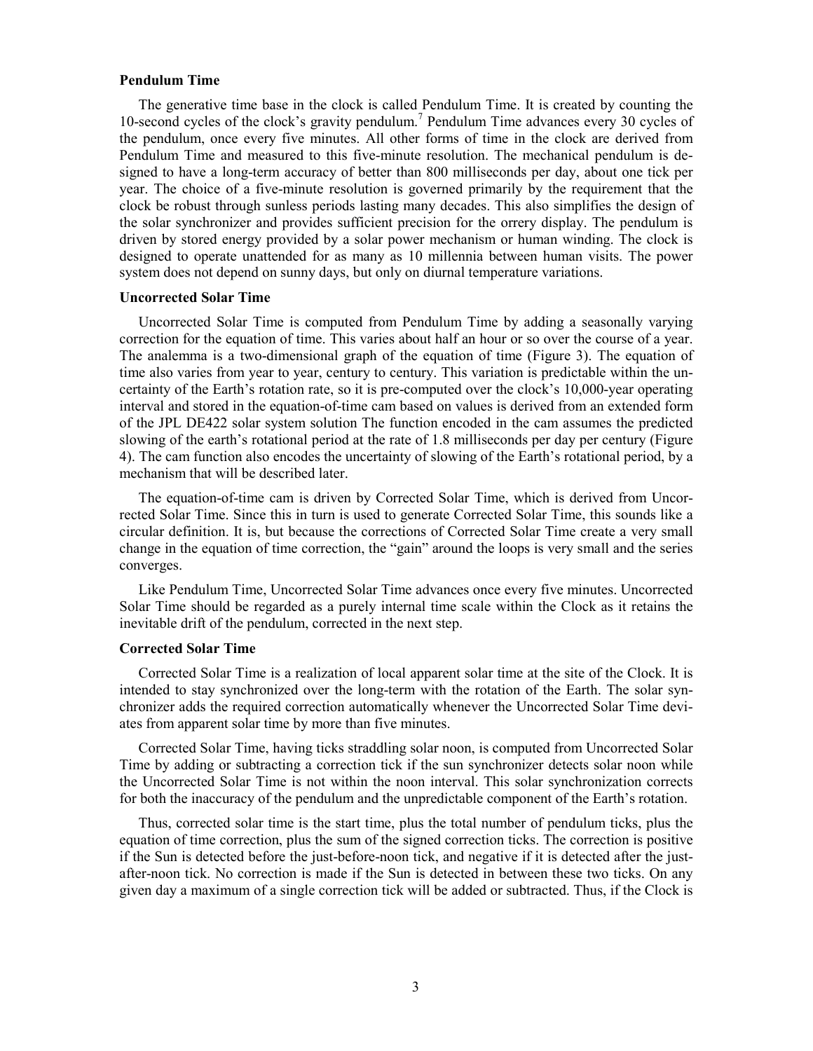**Pendulum Time**

The generative time base in the clock is called Pendulum Time. It is created by counting the 10-second cycles of the clock's gravity pendulum.[7] Pendulum Time advances every 30 cycles of the pendulum, once every five minutes. All other forms of time in the clock are derived from Pendulum Time and measured to this five-minute resolution. The mechanical pendulum is designed to have a long-term accuracy of better than 800 milliseconds per day, about one tick per year. The choice of a five-minute resolution is governed primarily by the requirement that the clock be robust through sunless periods lasting many decades. This also simplifies the design of the solar synchronizer and provides sufficient precision for the orrery display. The pendulum is driven by stored energy provided by a solar power mechanism or human winding. The clock is designed to operate unattended for as many as 10 millennia between human visits. The power system does not depend on sunny days, but only on diurnal temperature variations.

**Uncorrected Solar Time**

Uncorrected Solar Time is computed from Pendulum Time by adding a seasonally varying correction for the equation of time. This varies about half an hour or so over the course of a year. The analemma is a two-dimensional graph of the equation of time (Figure 3). The equation of time also varies from year to year, century to century. This variation is predictable within the uncertainty of the Earth's rotation rate, so it is pre-computed over the clock's 10,000-year operating interval and stored in the equation-of-time cam based on values is derived from an extended form of the JPL DE422 solar system solution The function encoded in the cam assumes the predicted slowing of the earth's rotational period at the rate of 1.8 milliseconds per day per century (Figure 4). The cam function also encodes the uncertainty of slowing of the Earth's rotational period, by a mechanism that will be described later.

The equation-of-time cam is driven by Corrected Solar Time, which is derived from Uncorrected Solar Time. Since this in turn is used to generate Corrected Solar Time, this sounds like a circular definition. It is, but because the corrections of Corrected Solar Time create a very small change in the equation of time correction, the "gain" around the loops is very small and the series converges.

Like Pendulum Time, Uncorrected Solar Time advances once every five minutes. Uncorrected Solar Time should be regarded as a purely internal time scale within the Clock as it retains the inevitable drift of the pendulum, corrected in the next step.

**Corrected Solar Time**

Corrected Solar Time is a realization of local apparent solar time at the site of the Clock. It is intended to stay synchronized over the long-term with the rotation of the Earth. The solar synchronizer adds the required correction automatically whenever the Uncorrected Solar Time deviates from apparent solar time by more than five minutes.

Corrected Solar Time, having ticks straddling solar noon, is computed from Uncorrected Solar Time by adding or subtracting a correction tick if the sun synchronizer detects solar noon while the Uncorrected Solar Time is not within the noon interval. This solar synchronization corrects for both the inaccuracy of the pendulum and the unpredictable component of the Earth's rotation.

Thus, corrected solar time is the start time, plus the total number of pendulum ticks, plus the equation of time correction, plus the sum of the signed correction ticks. The correction is positive if the Sun is detected before the just-before-noon tick, and negative if it is detected after the just-after-noon tick. No correction is made if the Sun is detected in between these two ticks. On any given day a maximum of a single correction tick will be added or subtracted. Thus, if the Clock is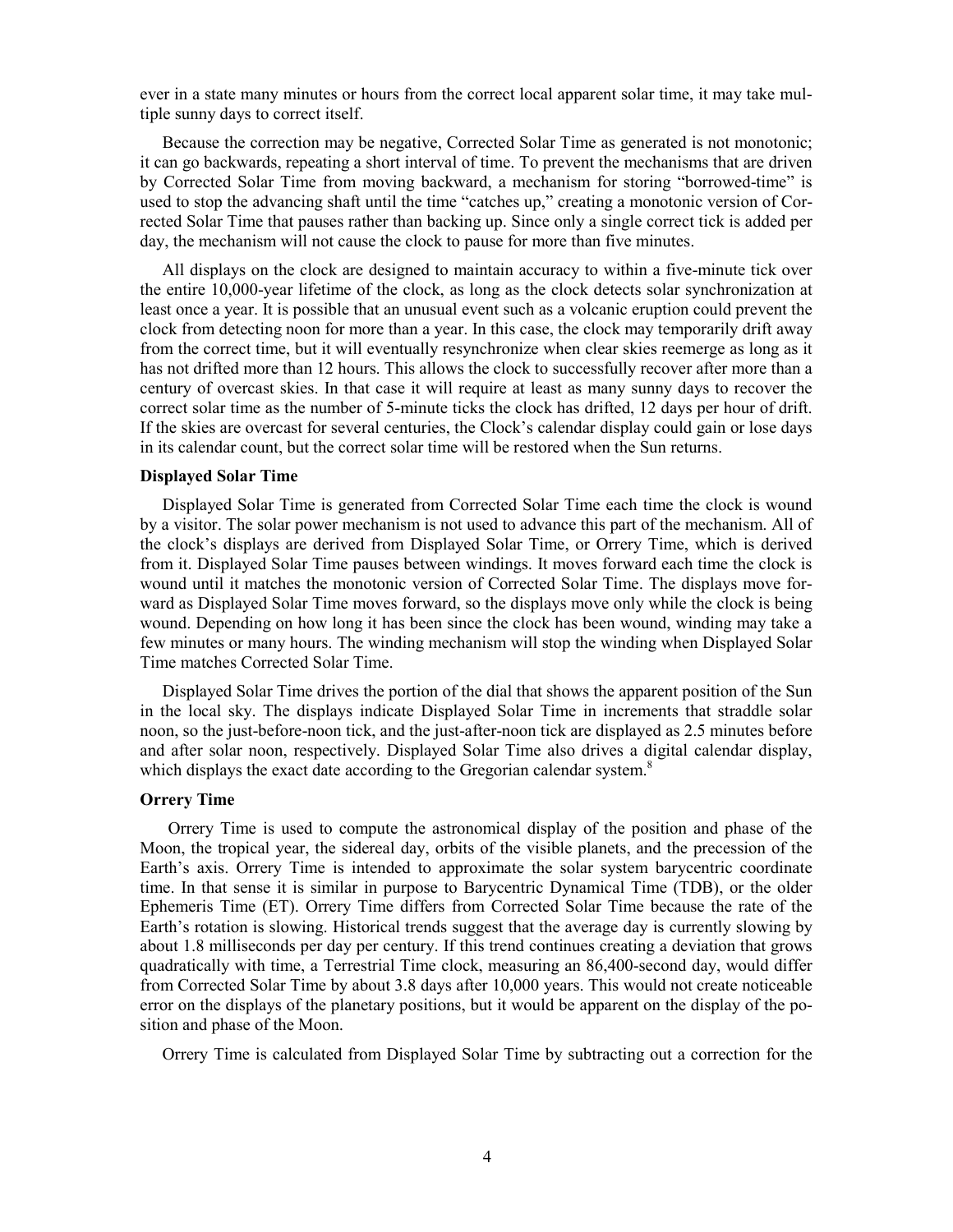ever in a state many minutes or hours from the correct local apparent solar time, it may take multiple sunny days to correct itself.

Because the correction may be negative, Corrected Solar Time as generated is not monotonic; it can go backwards, repeating a short interval of time. To prevent the mechanisms that are driven by Corrected Solar Time from moving backward, a mechanism for storing "borrowed-time" is used to stop the advancing shaft until the time "catches up," creating a monotonic version of Corrected Solar Time that pauses rather than backing up. Since only a single correct tick is added per day, the mechanism will not cause the clock to pause for more than five minutes.

All displays on the clock are designed to maintain accuracy to within a five-minute tick over the entire 10,000-year lifetime of the clock, as long as the clock detects solar synchronization at least once a year. It is possible that an unusual event such as a volcanic eruption could prevent the clock from detecting noon for more than a year. In this case, the clock may temporarily drift away from the correct time, but it will eventually resynchronize when clear skies reemerge as long as it has not drifted more than 12 hours. This allows the clock to successfully recover after more than a century of overcast skies. In that case it will require at least as many sunny days to recover the correct solar time as the number of 5-minute ticks the clock has drifted, 12 days per hour of drift. If the skies are overcast for several centuries, the Clock's calendar display could gain or lose days in its calendar count, but the correct solar time will be restored when the Sun returns.

### Displayed Solar Time

Displayed Solar Time is generated from Corrected Solar Time each time the clock is wound by a visitor. The solar power mechanism is not used to advance this part of the mechanism. All of the clock's displays are derived from Displayed Solar Time, or Orrery Time, which is derived from it. Displayed Solar Time pauses between windings. It moves forward each time the clock is wound until it matches the monotonic version of Corrected Solar Time. The displays move forward as Displayed Solar Time moves forward, so the displays move only while the clock is being wound. Depending on how long it has been since the clock has been wound, winding may take a few minutes or many hours. The winding mechanism will stop the winding when Displayed Solar Time matches Corrected Solar Time.

Displayed Solar Time drives the portion of the dial that shows the apparent position of the Sun in the local sky. The displays indicate Displayed Solar Time in increments that straddle solar noon, so the just-before-noon tick, and the just-after-noon tick are displayed as 2.5 minutes before and after solar noon, respectively. Displayed Solar Time also drives a digital calendar display, which displays the exact date according to the Gregorian calendar system.[8]

### Orrery Time

Orrery Time is used to compute the astronomical display of the position and phase of the Moon, the tropical year, the sidereal day, orbits of the visible planets, and the precession of the Earth's axis. Orrery Time is intended to approximate the solar system barycentric coordinate time. In that sense it is similar in purpose to Barycentric Dynamical Time (TDB), or the older Ephemeris Time (ET). Orrery Time differs from Corrected Solar Time because the rate of the Earth's rotation is slowing. Historical trends suggest that the average day is currently slowing by about 1.8 milliseconds per day per century. If this trend continues creating a deviation that grows quadratically with time, a Terrestrial Time clock, measuring an 86,400-second day, would differ from Corrected Solar Time by about 3.8 days after 10,000 years. This would not create noticeable error on the displays of the planetary positions, but it would be apparent on the display of the position and phase of the Moon.

Orrery Time is calculated from Displayed Solar Time by subtracting out a correction for the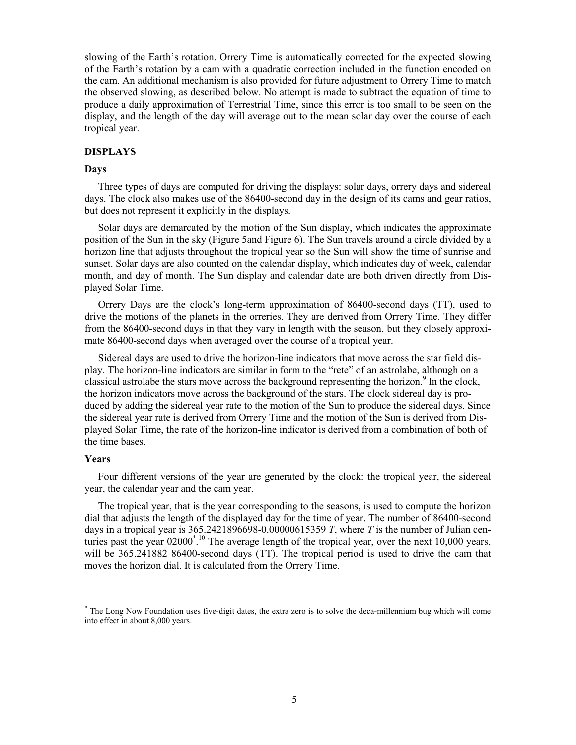slowing of the Earth's rotation. Orrery Time is automatically corrected for the expected slowing of the Earth's rotation by a cam with a quadratic correction included in the function encoded on the cam. An additional mechanism is also provided for future adjustment to Orrery Time to match the observed slowing, as described below. No attempt is made to subtract the equation of time to produce a daily approximation of Terrestrial Time, since this error is too small to be seen on the display, and the length of the day will average out to the mean solar day over the course of each tropical year.

## DISPLAYS

### Days

Three types of days are computed for driving the displays: solar days, orrery days and sidereal days. The clock also makes use of the 86400-second day in the design of its cams and gear ratios, but does not represent it explicitly in the displays.

Solar days are demarcated by the motion of the Sun display, which indicates the approximate position of the Sun in the sky (Figure 5and Figure 6). The Sun travels around a circle divided by a horizon line that adjusts throughout the tropical year so the Sun will show the time of sunrise and sunset. Solar days are also counted on the calendar display, which indicates day of week, calendar month, and day of month. The Sun display and calendar date are both driven directly from Displayed Solar Time.

Orrery Days are the clock's long-term approximation of 86400-second days (TT), used to drive the motions of the planets in the orreries. They are derived from Orrery Time. They differ from the 86400-second days in that they vary in length with the season, but they closely approximate 86400-second days when averaged over the course of a tropical year.

Sidereal days are used to drive the horizon-line indicators that move across the star field display. The horizon-line indicators are similar in form to the "rete" of an astrolabe, although on a classical astrolabe the stars move across the background representing the horizon.[9] In the clock, the horizon indicators move across the background of the stars. The clock sidereal day is produced by adding the sidereal year rate to the motion of the Sun to produce the sidereal days. Since the sidereal year rate is derived from Orrery Time and the motion of the Sun is derived from Displayed Solar Time, the rate of the horizon-line indicator is derived from a combination of both of the time bases.

### Years

Four different versions of the year are generated by the clock: the tropical year, the sidereal year, the calendar year and the cam year.

The tropical year, that is the year corresponding to the seasons, is used to compute the horizon dial that adjusts the length of the displayed day for the time of year. The number of 86400-second days in a tropical year is $365.2421896698 - 0.00000615359\,T$, where $T$ is the number of Julian centuries past the year 02000*.[10] The average length of the tropical year, over the next 10,000 years, will be 365.241882 86400-second days (TT). The tropical period is used to drive the cam that moves the horizon dial. It is calculated from the Orrery Time.

---

* The Long Now Foundation uses five-digit dates, the extra zero is to solve the deca-millennium bug which will come into effect in about 8,000 years.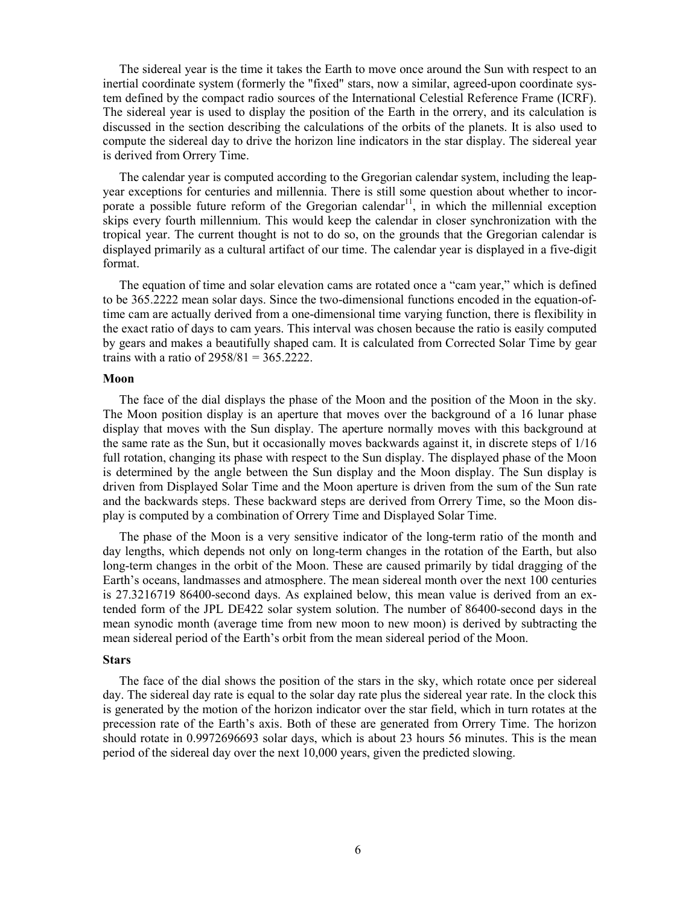The sidereal year is the time it takes the Earth to move once around the Sun with respect to an inertial coordinate system (formerly the "fixed" stars, now a similar, agreed-upon coordinate system defined by the compact radio sources of the International Celestial Reference Frame (ICRF). The sidereal year is used to display the position of the Earth in the orrery, and its calculation is discussed in the section describing the calculations of the orbits of the planets. It is also used to compute the sidereal day to drive the horizon line indicators in the star display. The sidereal year is derived from Orrery Time.

The calendar year is computed according to the Gregorian calendar system, including the leap-year exceptions for centuries and millennia. There is still some question about whether to incorporate a possible future reform of the Gregorian calendar[11], in which the millennial exception skips every fourth millennium. This would keep the calendar in closer synchronization with the tropical year. The current thought is not to do so, on the grounds that the Gregorian calendar is displayed primarily as a cultural artifact of our time. The calendar year is displayed in a five-digit format.

The equation of time and solar elevation cams are rotated once a "cam year," which is defined to be 365.2222 mean solar days. Since the two-dimensional functions encoded in the equation-of-time cam are actually derived from a one-dimensional time varying function, there is flexibility in the exact ratio of days to cam years. This interval was chosen because the ratio is easily computed by gears and makes a beautifully shaped cam. It is calculated from Corrected Solar Time by gear trains with a ratio of $2958/81 = 365.2222$.

### Moon

The face of the dial displays the phase of the Moon and the position of the Moon in the sky. The Moon position display is an aperture that moves over the background of a 16 lunar phase display that moves with the Sun display. The aperture normally moves with this background at the same rate as the Sun, but it occasionally moves backwards against it, in discrete steps of 1/16 full rotation, changing its phase with respect to the Sun display. The displayed phase of the Moon is determined by the angle between the Sun display and the Moon display. The Sun display is driven from Displayed Solar Time and the Moon aperture is driven from the sum of the Sun rate and the backwards steps. These backward steps are derived from Orrery Time, so the Moon display is computed by a combination of Orrery Time and Displayed Solar Time.

The phase of the Moon is a very sensitive indicator of the long-term ratio of the month and day lengths, which depends not only on long-term changes in the rotation of the Earth, but also long-term changes in the orbit of the Moon. These are caused primarily by tidal dragging of the Earth's oceans, landmasses and atmosphere. The mean sidereal month over the next 100 centuries is 27.3216719 86400-second days. As explained below, this mean value is derived from an extended form of the JPL DE422 solar system solution. The number of 86400-second days in the mean synodic month (average time from new moon to new moon) is derived by subtracting the mean sidereal period of the Earth's orbit from the mean sidereal period of the Moon.

### Stars

The face of the dial shows the position of the stars in the sky, which rotate once per sidereal day. The sidereal day rate is equal to the solar day rate plus the sidereal year rate. In the clock this is generated by the motion of the horizon indicator over the star field, which in turn rotates at the precession rate of the Earth's axis. Both of these are generated from Orrery Time. The horizon should rotate in 0.9972696693 solar days, which is about 23 hours 56 minutes. This is the mean period of the sidereal day over the next 10,000 years, given the predicted slowing.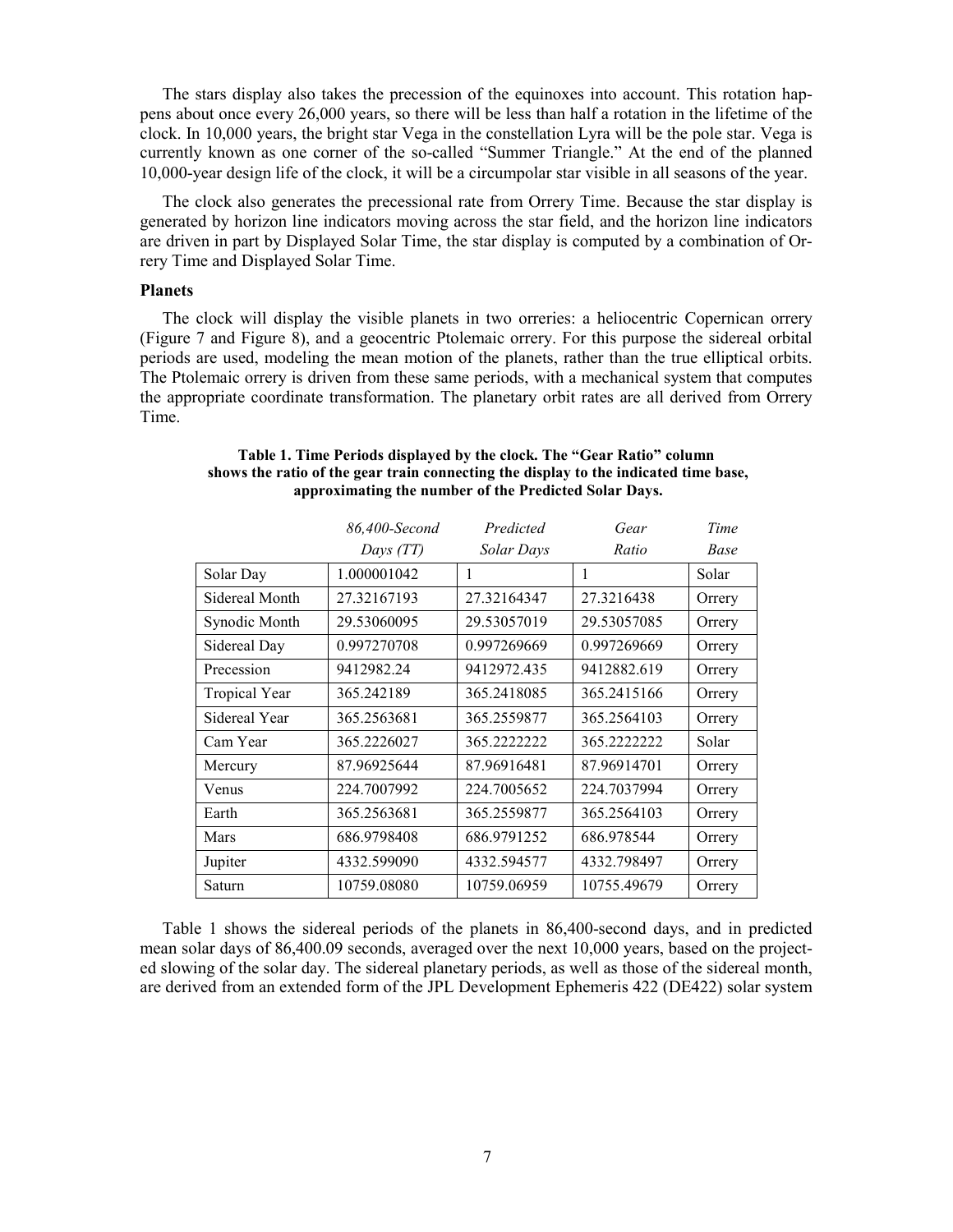The stars display also takes the precession of the equinoxes into account. This rotation happens about once every 26,000 years, so there will be less than half a rotation in the lifetime of the clock. In 10,000 years, the bright star Vega in the constellation Lyra will be the pole star. Vega is currently known as one corner of the so-called "Summer Triangle." At the end of the planned 10,000-year design life of the clock, it will be a circumpolar star visible in all seasons of the year.

The clock also generates the precessional rate from Orrery Time. Because the star display is generated by horizon line indicators moving across the star field, and the horizon line indicators are driven in part by Displayed Solar Time, the star display is computed by a combination of Orrery Time and Displayed Solar Time.

**Planets**

The clock will display the visible planets in two orreries: a heliocentric Copernican orrery (Figure 7 and Figure 8), and a geocentric Ptolemaic orrery. For this purpose the sidereal orbital periods are used, modeling the mean motion of the planets, rather than the true elliptical orbits. The Ptolemaic orrery is driven from these same periods, with a mechanical system that computes the appropriate coordinate transformation. The planetary orbit rates are all derived from Orrery Time.

**Table 1. Time Periods displayed by the clock. The "Gear Ratio" column shows the ratio of the gear train connecting the display to the indicated time base, approximating the number of the Predicted Solar Days.**

| | *86,400-Second Days (TT)* | *Predicted Solar Days* | *Gear Ratio* | *Time Base* |
|---|---|---|---|---|
| Solar Day | 1.000001042 | 1 | 1 | Solar |
| Sidereal Month | 27.32167193 | 27.32164347 | 27.3216438 | Orrery |
| Synodic Month | 29.53060095 | 29.53057019 | 29.53057085 | Orrery |
| Sidereal Day | 0.997270708 | 0.997269669 | 0.997269669 | Orrery |
| Precession | 9412982.24 | 9412972.435 | 9412882.619 | Orrery |
| Tropical Year | 365.242189 | 365.2418085 | 365.2415166 | Orrery |
| Sidereal Year | 365.2563681 | 365.2559877 | 365.2564103 | Orrery |
| Cam Year | 365.2226027 | 365.2222222 | 365.2222222 | Solar |
| Mercury | 87.96925644 | 87.96916481 | 87.96914701 | Orrery |
| Venus | 224.7007992 | 224.7005652 | 224.7037994 | Orrery |
| Earth | 365.2563681 | 365.2559877 | 365.2564103 | Orrery |
| Mars | 686.9798408 | 686.9791252 | 686.978544 | Orrery |
| Jupiter | 4332.599090 | 4332.594577 | 4332.798497 | Orrery |
| Saturn | 10759.08080 | 10759.06959 | 10755.49679 | Orrery |

Table 1 shows the sidereal periods of the planets in 86,400-second days, and in predicted mean solar days of 86,400.09 seconds, averaged over the next 10,000 years, based on the projected slowing of the solar day. The sidereal planetary periods, as well as those of the sidereal month, are derived from an extended form of the JPL Development Ephemeris 422 (DE422) solar system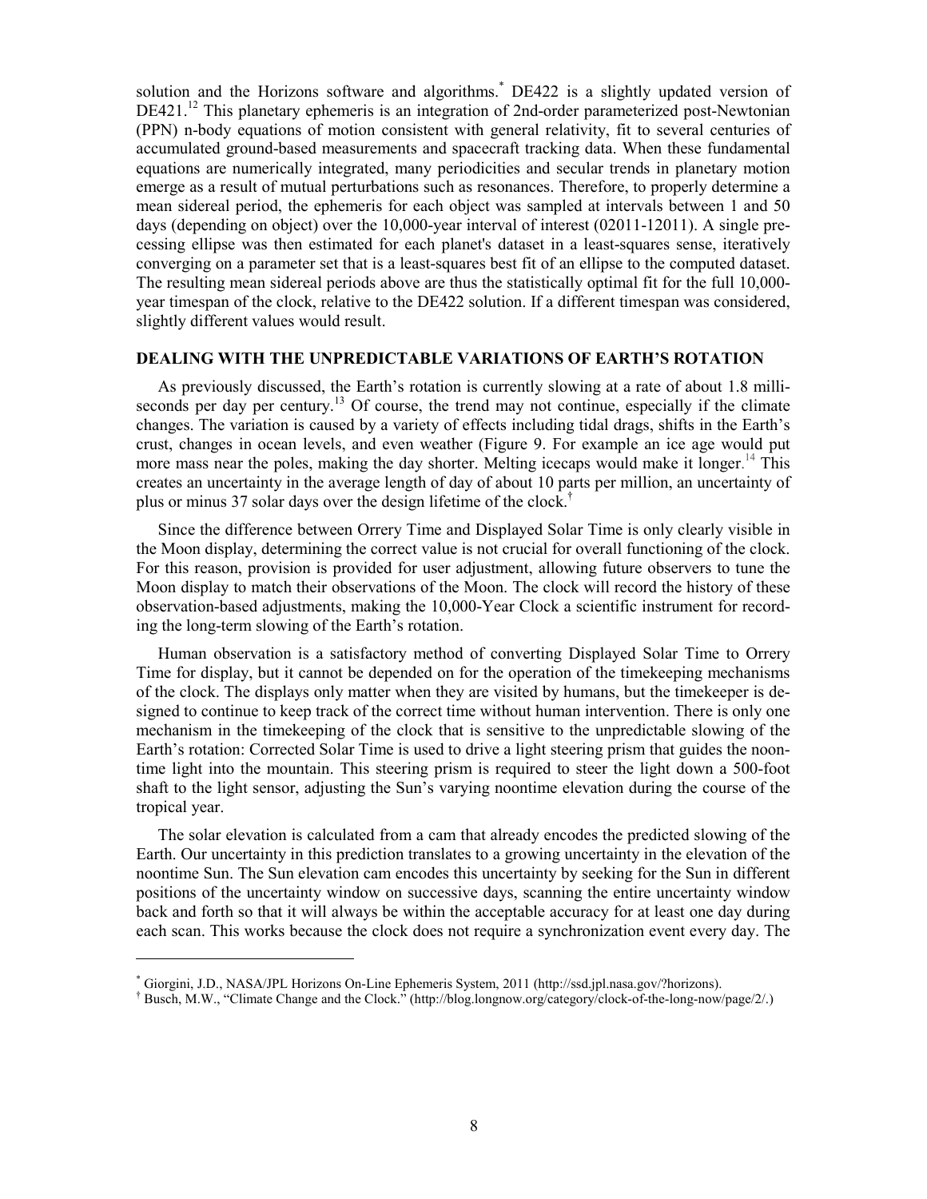solution and the Horizons software and algorithms.* DE422 is a slightly updated version of DE421.[12] This planetary ephemeris is an integration of 2nd-order parameterized post-Newtonian (PPN) n-body equations of motion consistent with general relativity, fit to several centuries of accumulated ground-based measurements and spacecraft tracking data. When these fundamental equations are numerically integrated, many periodicities and secular trends in planetary motion emerge as a result of mutual perturbations such as resonances. Therefore, to properly determine a mean sidereal period, the ephemeris for each object was sampled at intervals between 1 and 50 days (depending on object) over the 10,000-year interval of interest (02011-12011). A single precessing ellipse was then estimated for each planet's dataset in a least-squares sense, iteratively converging on a parameter set that is a least-squares best fit of an ellipse to the computed dataset. The resulting mean sidereal periods above are thus the statistically optimal fit for the full 10,000-year timespan of the clock, relative to the DE422 solution. If a different timespan was considered, slightly different values would result.

## DEALING WITH THE UNPREDICTABLE VARIATIONS OF EARTH'S ROTATION

As previously discussed, the Earth's rotation is currently slowing at a rate of about 1.8 milliseconds per day per century.[13] Of course, the trend may not continue, especially if the climate changes. The variation is caused by a variety of effects including tidal drags, shifts in the Earth's crust, changes in ocean levels, and even weather (Figure 9. For example an ice age would put more mass near the poles, making the day shorter. Melting icecaps would make it longer.[14] This creates an uncertainty in the average length of day of about 10 parts per million, an uncertainty of plus or minus 37 solar days over the design lifetime of the clock.†

Since the difference between Orrery Time and Displayed Solar Time is only clearly visible in the Moon display, determining the correct value is not crucial for overall functioning of the clock. For this reason, provision is provided for user adjustment, allowing future observers to tune the Moon display to match their observations of the Moon. The clock will record the history of these observation-based adjustments, making the 10,000-Year Clock a scientific instrument for recording the long-term slowing of the Earth's rotation.

Human observation is a satisfactory method of converting Displayed Solar Time to Orrery Time for display, but it cannot be depended on for the operation of the timekeeping mechanisms of the clock. The displays only matter when they are visited by humans, but the timekeeper is designed to continue to keep track of the correct time without human intervention. There is only one mechanism in the timekeeping of the clock that is sensitive to the unpredictable slowing of the Earth's rotation: Corrected Solar Time is used to drive a light steering prism that guides the noontime light into the mountain. This steering prism is required to steer the light down a 500-foot shaft to the light sensor, adjusting the Sun's varying noontime elevation during the course of the tropical year.

The solar elevation is calculated from a cam that already encodes the predicted slowing of the Earth. Our uncertainty in this prediction translates to a growing uncertainty in the elevation of the noontime Sun. The Sun elevation cam encodes this uncertainty by seeking for the Sun in different positions of the uncertainty window on successive days, scanning the entire uncertainty window back and forth so that it will always be within the acceptable accuracy for at least one day during each scan. This works because the clock does not require a synchronization event every day. The

---

* Giorgini, J.D., NASA/JPL Horizons On-Line Ephemeris System, 2011 (http://ssd.jpl.nasa.gov/?horizons).

† Busch, M.W., "Climate Change and the Clock." (http://blog.longnow.org/category/clock-of-the-long-now/page/2/.)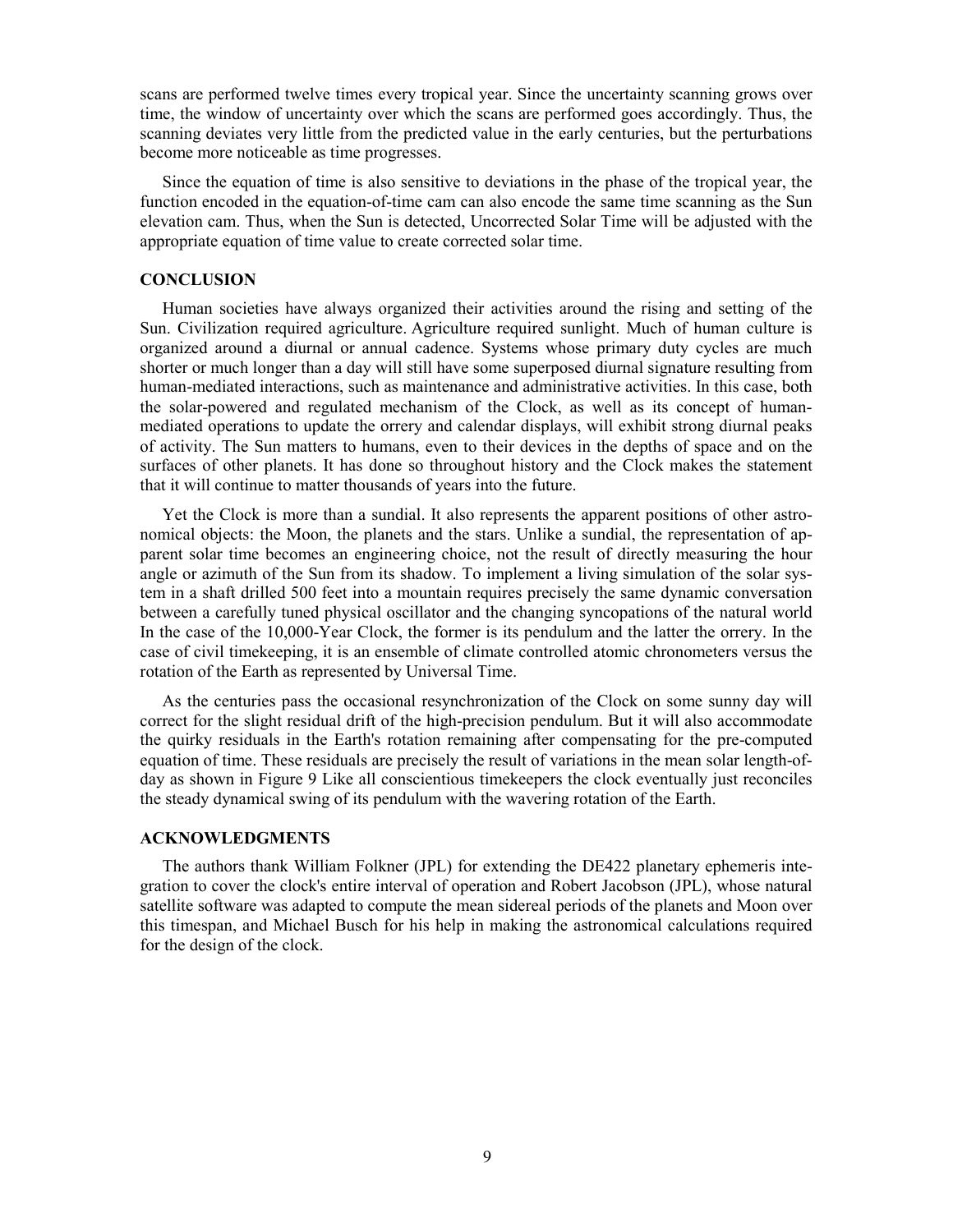scans are performed twelve times every tropical year. Since the uncertainty scanning grows over time, the window of uncertainty over which the scans are performed goes accordingly. Thus, the scanning deviates very little from the predicted value in the early centuries, but the perturbations become more noticeable as time progresses.

Since the equation of time is also sensitive to deviations in the phase of the tropical year, the function encoded in the equation-of-time cam can also encode the same time scanning as the Sun elevation cam. Thus, when the Sun is detected, Uncorrected Solar Time will be adjusted with the appropriate equation of time value to create corrected solar time.

## CONCLUSION

Human societies have always organized their activities around the rising and setting of the Sun. Civilization required agriculture. Agriculture required sunlight. Much of human culture is organized around a diurnal or annual cadence. Systems whose primary duty cycles are much shorter or much longer than a day will still have some superposed diurnal signature resulting from human-mediated interactions, such as maintenance and administrative activities. In this case, both the solar-powered and regulated mechanism of the Clock, as well as its concept of human-mediated operations to update the orrery and calendar displays, will exhibit strong diurnal peaks of activity. The Sun matters to humans, even to their devices in the depths of space and on the surfaces of other planets. It has done so throughout history and the Clock makes the statement that it will continue to matter thousands of years into the future.

Yet the Clock is more than a sundial. It also represents the apparent positions of other astronomical objects: the Moon, the planets and the stars. Unlike a sundial, the representation of apparent solar time becomes an engineering choice, not the result of directly measuring the hour angle or azimuth of the Sun from its shadow. To implement a living simulation of the solar system in a shaft drilled 500 feet into a mountain requires precisely the same dynamic conversation between a carefully tuned physical oscillator and the changing syncopations of the natural world In the case of the 10,000-Year Clock, the former is its pendulum and the latter the orrery. In the case of civil timekeeping, it is an ensemble of climate controlled atomic chronometers versus the rotation of the Earth as represented by Universal Time.

As the centuries pass the occasional resynchronization of the Clock on some sunny day will correct for the slight residual drift of the high-precision pendulum. But it will also accommodate the quirky residuals in the Earth's rotation remaining after compensating for the pre-computed equation of time. These residuals are precisely the result of variations in the mean solar length-of-day as shown in Figure 9 Like all conscientious timekeepers the clock eventually just reconciles the steady dynamical swing of its pendulum with the wavering rotation of the Earth.

## ACKNOWLEDGMENTS

The authors thank William Folkner (JPL) for extending the DE422 planetary ephemeris integration to cover the clock's entire interval of operation and Robert Jacobson (JPL), whose natural satellite software was adapted to compute the mean sidereal periods of the planets and Moon over this timespan, and Michael Busch for his help in making the astronomical calculations required for the design of the clock.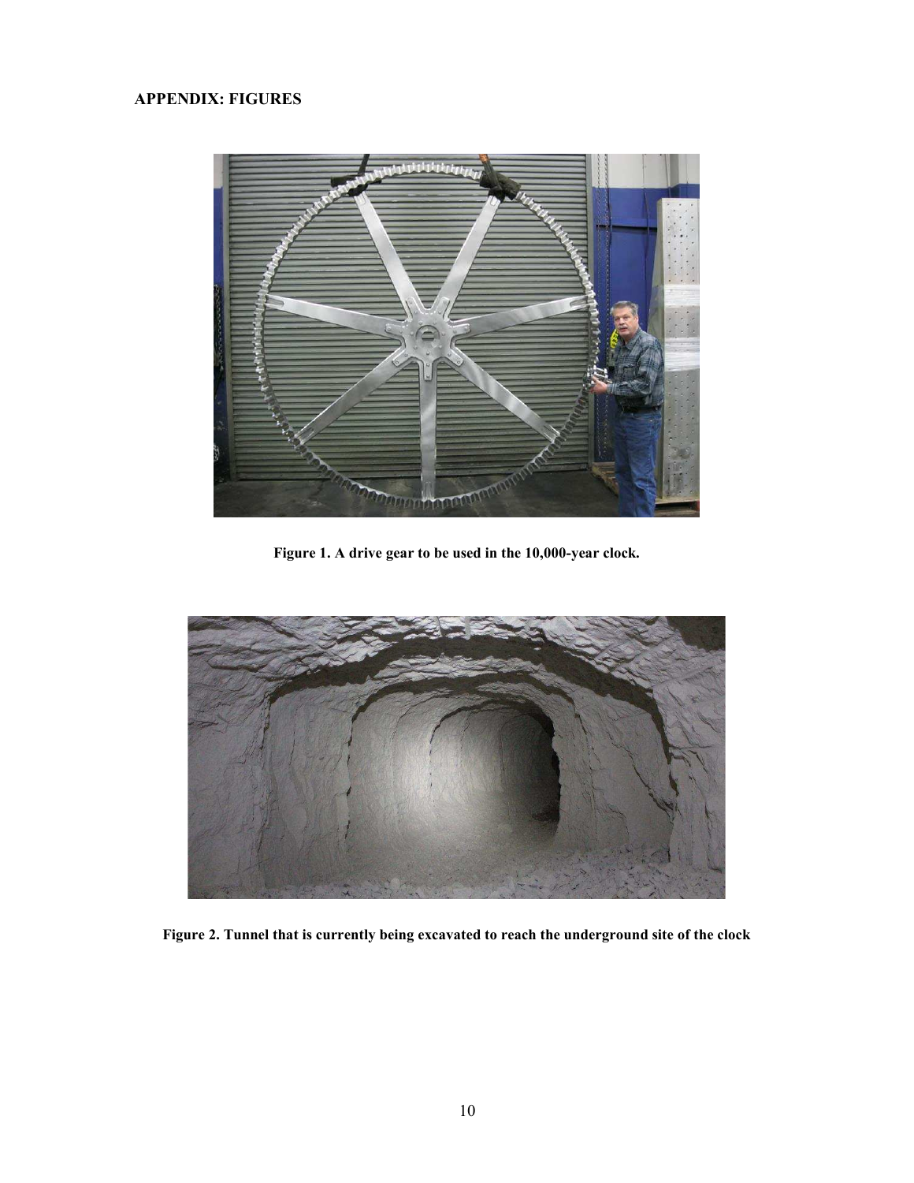## APPENDIX: FIGURES

**Figure 1. A drive gear to be used in the 10,000-year clock.**

**Figure 2. Tunnel that is currently being excavated to reach the underground site of the clock**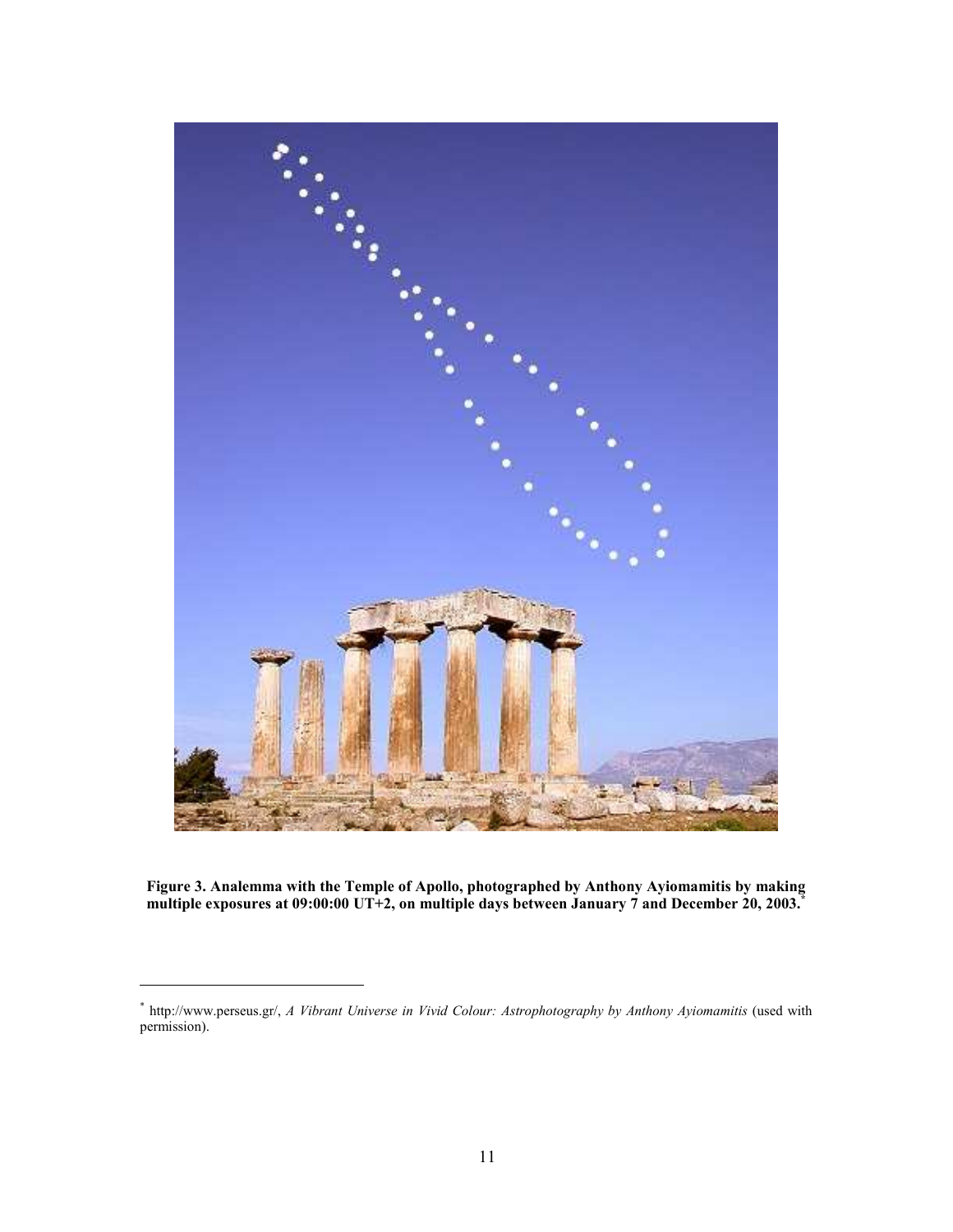**Figure 3. Analemma with the Temple of Apollo, photographed by Anthony Ayiomamitis by making multiple exposures at 09:00:00 UT+2, on multiple days between January 7 and December 20, 2003.***

* http://www.perseus.gr/, *A Vibrant Universe in Vivid Colour: Astrophotography by Anthony Ayiomamitis* (used with permission).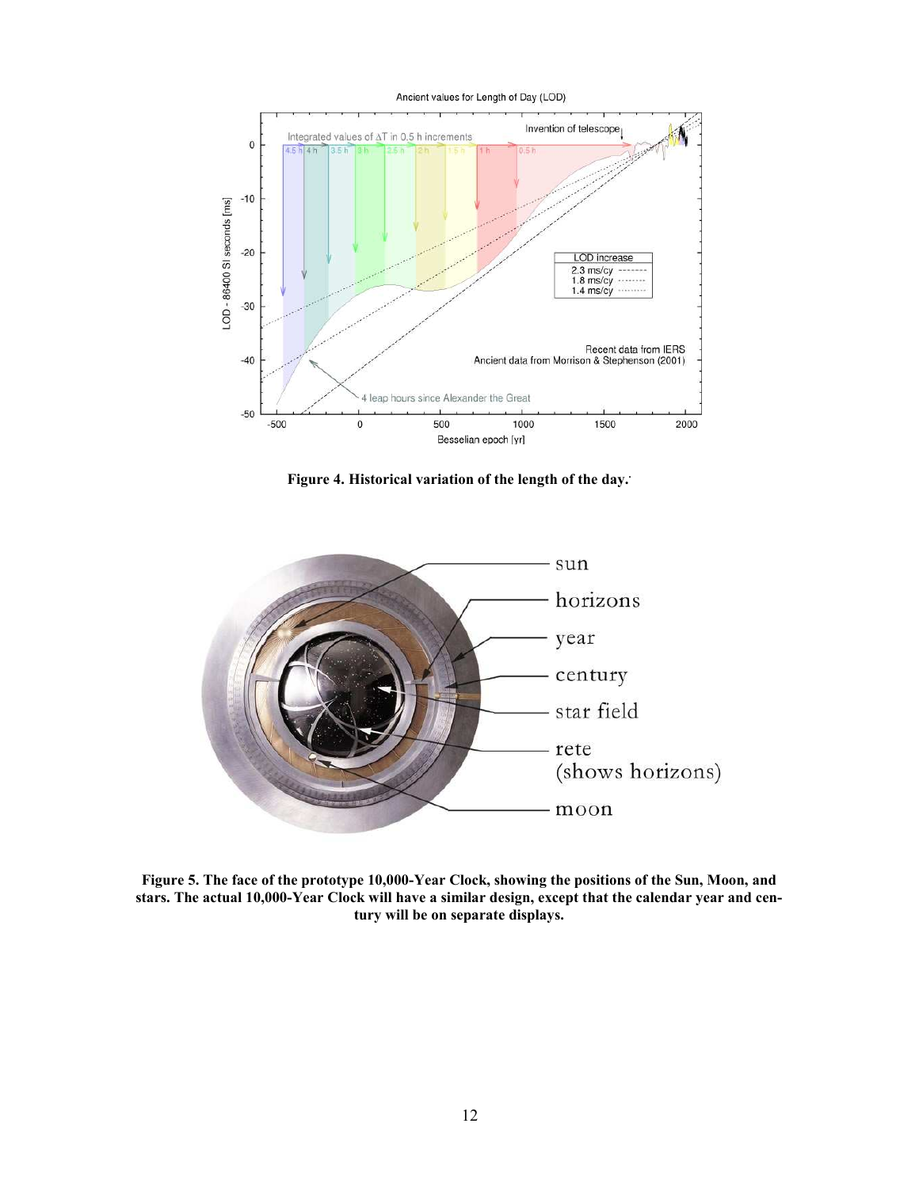**Figure 4. Historical variation of the length of the day.**

**Figure 5. The face of the prototype 10,000-Year Clock, showing the positions of the Sun, Moon, and stars. The actual 10,000-Year Clock will have a similar design, except that the calendar year and century will be on separate displays.**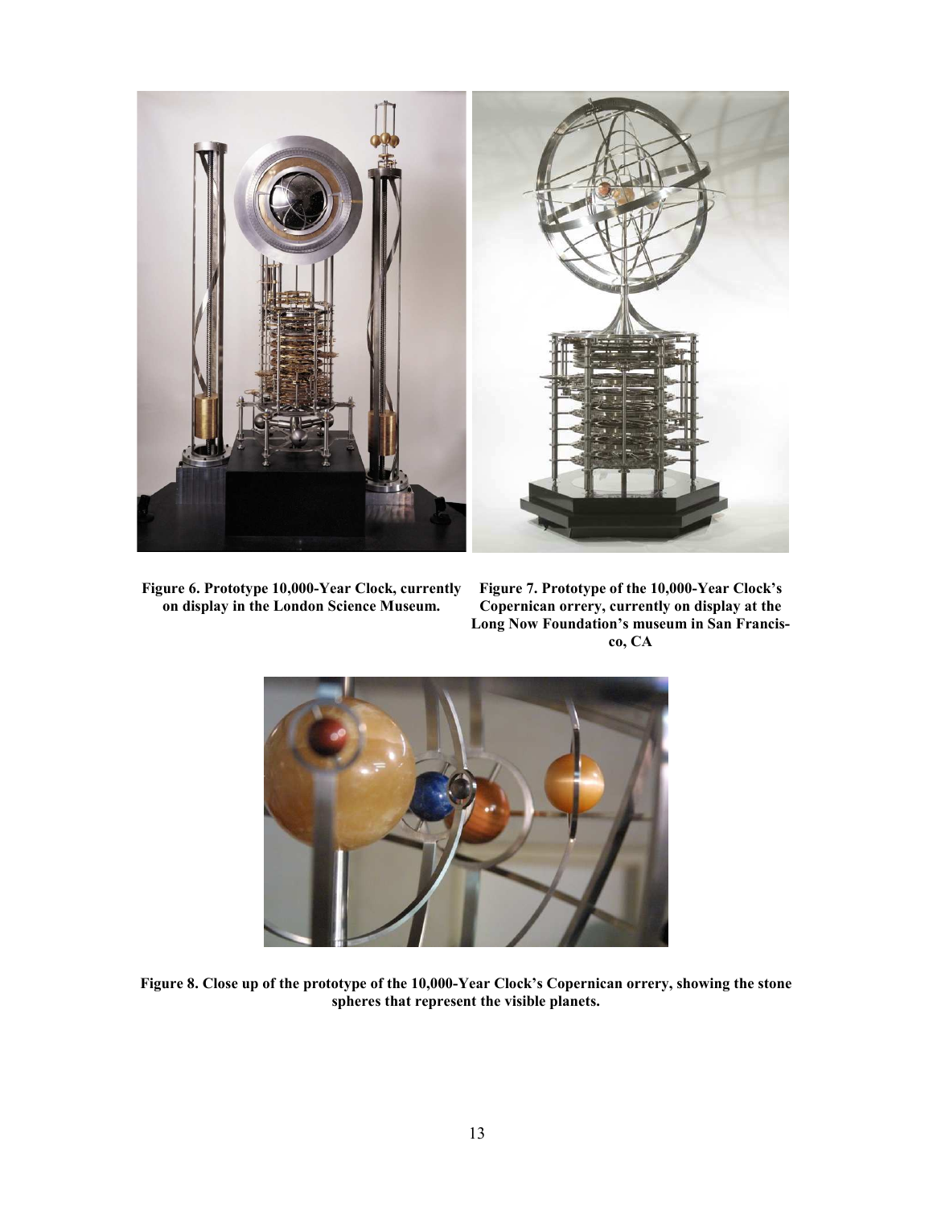**Figure 6. Prototype 10,000-Year Clock, currently on display in the London Science Museum.**

**Figure 7. Prototype of the 10,000-Year Clock's Copernican orrery, currently on display at the Long Now Foundation's museum in San Francisco, CA**

**Figure 8. Close up of the prototype of the 10,000-Year Clock's Copernican orrery, showing the stone spheres that represent the visible planets.**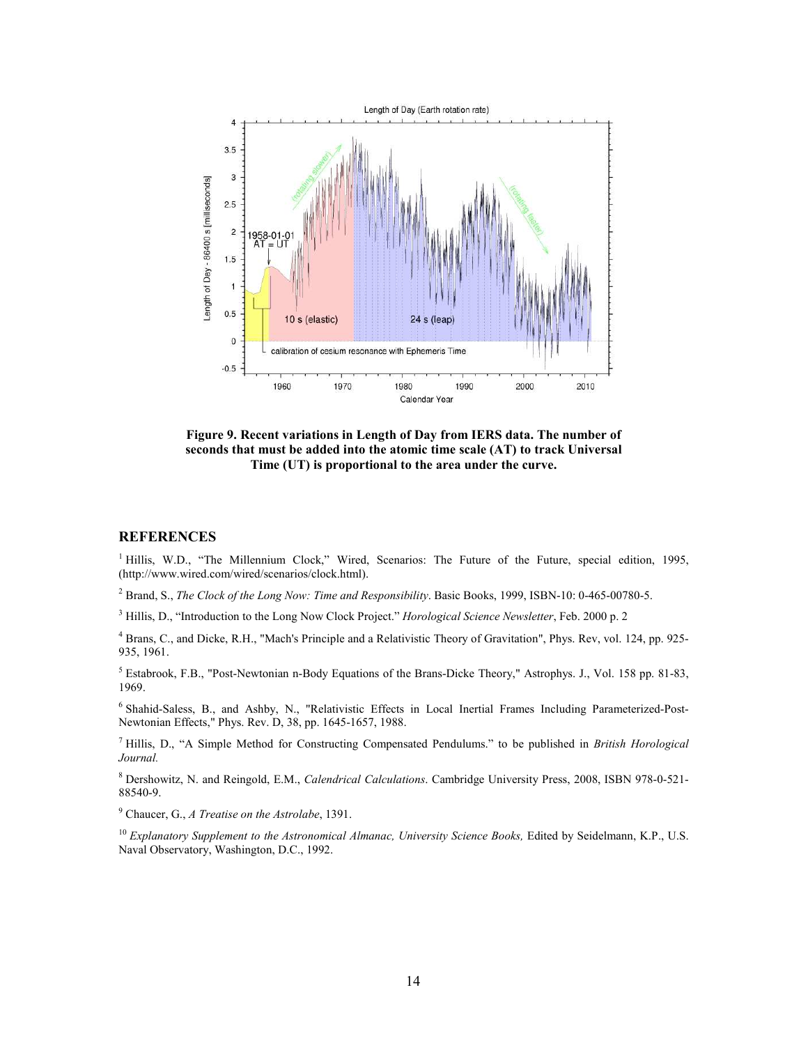**Figure 9. Recent variations in Length of Day from IERS data. The number of seconds that must be added into the atomic time scale (AT) to track Universal Time (UT) is proportional to the area under the curve.**

## REFERENCES

[1] Hillis, W.D., "The Millennium Clock," Wired, Scenarios: The Future of the Future, special edition, 1995, (http://www.wired.com/wired/scenarios/clock.html).

[2] Brand, S., *The Clock of the Long Now: Time and Responsibility*. Basic Books, 1999, ISBN-10: 0-465-00780-5.

[3] Hillis, D., "Introduction to the Long Now Clock Project." *Horological Science Newsletter*, Feb. 2000 p. 2

[4] Brans, C., and Dicke, R.H., "Mach's Principle and a Relativistic Theory of Gravitation", Phys. Rev, vol. 124, pp. 925-935, 1961.

[5] Estabrook, F.B., "Post-Newtonian n-Body Equations of the Brans-Dicke Theory," Astrophys. J., Vol. 158 pp. 81-83, 1969.

[6] Shahid-Saless, B., and Ashby, N., "Relativistic Effects in Local Inertial Frames Including Parameterized-Post-Newtonian Effects," Phys. Rev. D, 38, pp. 1645-1657, 1988.

[7] Hillis, D., "A Simple Method for Constructing Compensated Pendulums." to be published in *British Horological Journal.*

[8] Dershowitz, N. and Reingold, E.M., *Calendrical Calculations*. Cambridge University Press, 2008, ISBN 978-0-521-88540-9.

[9] Chaucer, G., *A Treatise on the Astrolabe*, 1391.

[10] *Explanatory Supplement to the Astronomical Almanac, University Science Books,* Edited by Seidelmann, K.P., U.S. Naval Observatory, Washington, D.C., 1992.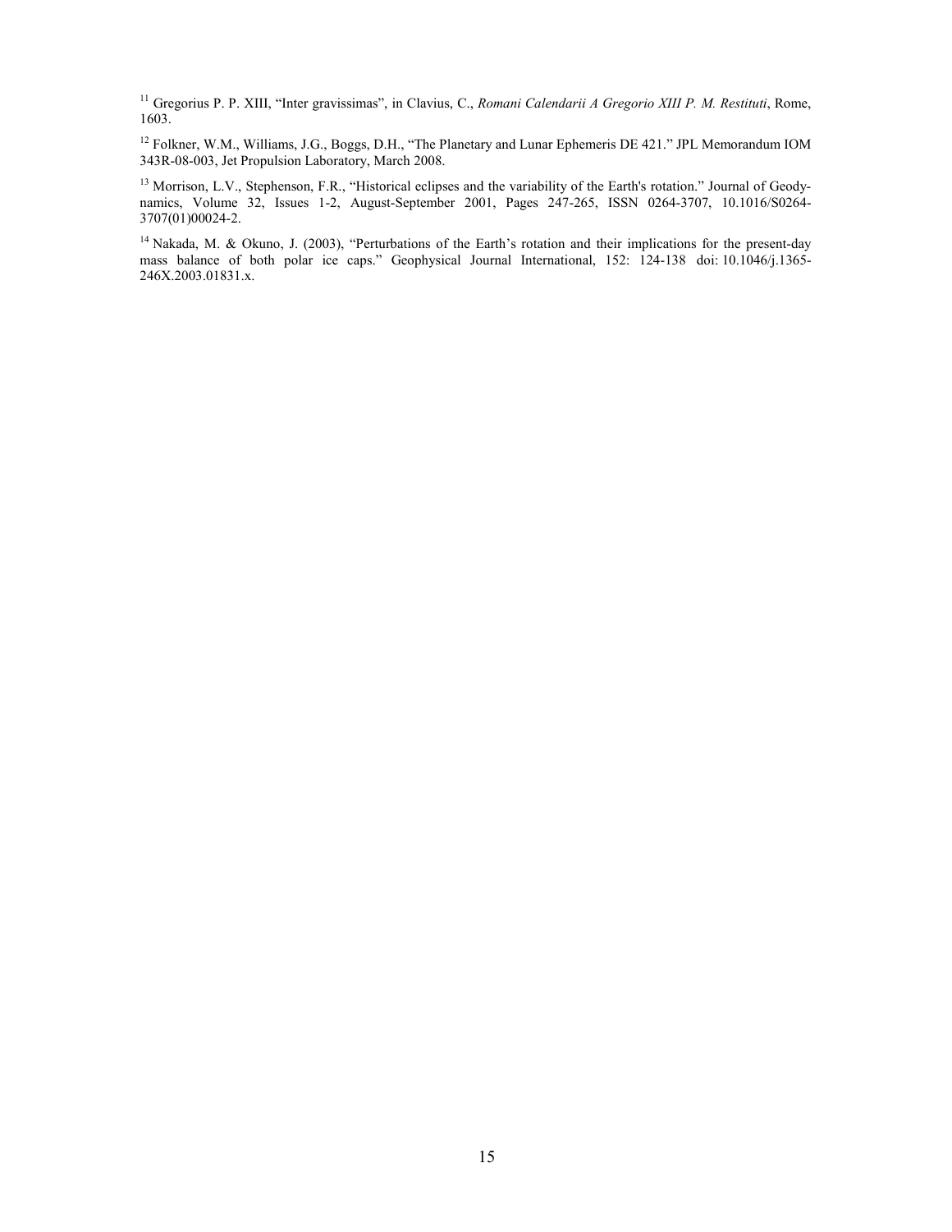[11] Gregorius P. P. XIII, "Inter gravissimas", in Clavius, C., *Romani Calendarii A Gregorio XIII P. M. Restituti*, Rome, 1603.

[12] Folkner, W.M., Williams, J.G., Boggs, D.H., "The Planetary and Lunar Ephemeris DE 421." JPL Memorandum IOM 343R-08-003, Jet Propulsion Laboratory, March 2008.

[13] Morrison, L.V., Stephenson, F.R., "Historical eclipses and the variability of the Earth's rotation." Journal of Geodynamics, Volume 32, Issues 1-2, August-September 2001, Pages 247-265, ISSN 0264-3707, 10.1016/S0264-3707(01)00024-2.

[14] Nakada, M. & Okuno, J. (2003), "Perturbations of the Earth's rotation and their implications for the present-day mass balance of both polar ice caps." Geophysical Journal International, 152: 124-138 doi: 10.1046/j.1365-246X.2003.01831.x.